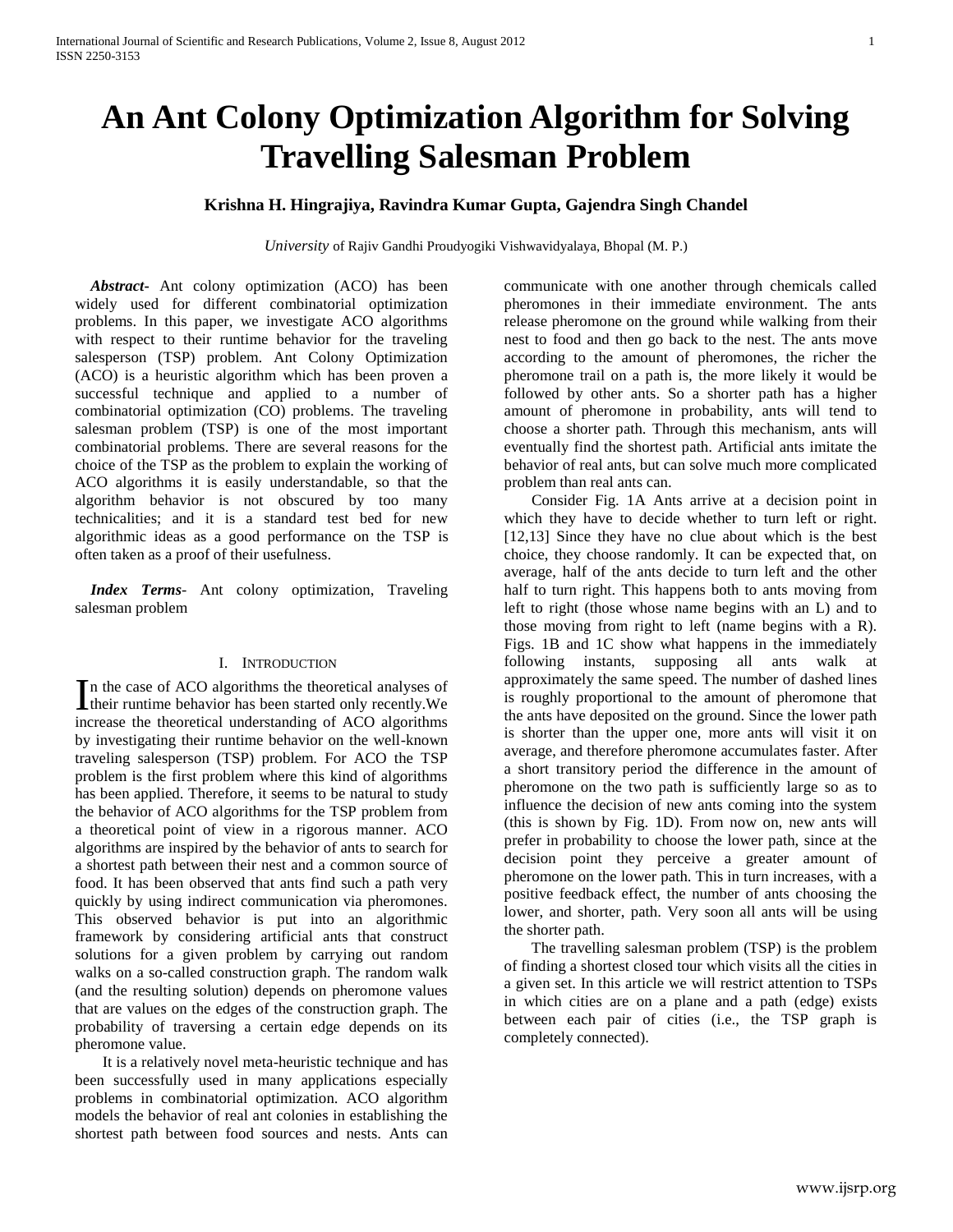# An Ant Colony Optimization Algorithm for Solving Travelling Salesman Problem

**Krishna H. Hingrajiya, Ravindra Kumar Gupta, Gajendra Singh Chandel**

*University* of Rajiv Gandhi Proudyogiki Vishwavidyalaya, Bhopal (M. P.)

***Abstract***- Ant colony optimization (ACO) has been widely used for different combinatorial optimization problems. In this paper, we investigate ACO algorithms with respect to their runtime behavior for the traveling salesperson (TSP) problem. Ant Colony Optimization (ACO) is a heuristic algorithm which has been proven a successful technique and applied to a number of combinatorial optimization (CO) problems. The traveling salesman problem (TSP) is one of the most important combinatorial problems. There are several reasons for the choice of the TSP as the problem to explain the working of ACO algorithms it is easily understandable, so that the algorithm behavior is not obscured by too many technicalities; and it is a standard test bed for new algorithmic ideas as a good performance on the TSP is often taken as a proof of their usefulness.

***Index Terms***- Ant colony optimization, Traveling salesman problem

## I. Introduction

In the case of ACO algorithms the theoretical analyses of their runtime behavior has been started only recently.We increase the theoretical understanding of ACO algorithms by investigating their runtime behavior on the well-known traveling salesperson (TSP) problem. For ACO the TSP problem is the first problem where this kind of algorithms has been applied. Therefore, it seems to be natural to study the behavior of ACO algorithms for the TSP problem from a theoretical point of view in a rigorous manner. ACO algorithms are inspired by the behavior of ants to search for a shortest path between their nest and a common source of food. It has been observed that ants find such a path very quickly by using indirect communication via pheromones. This observed behavior is put into an algorithmic framework by considering artificial ants that construct solutions for a given problem by carrying out random walks on a so-called construction graph. The random walk (and the resulting solution) depends on pheromone values that are values on the edges of the construction graph. The probability of traversing a certain edge depends on its pheromone value.

It is a relatively novel meta-heuristic technique and has been successfully used in many applications especially problems in combinatorial optimization. ACO algorithm models the behavior of real ant colonies in establishing the shortest path between food sources and nests. Ants can communicate with one another through chemicals called pheromones in their immediate environment. The ants release pheromone on the ground while walking from their nest to food and then go back to the nest. The ants move according to the amount of pheromones, the richer the pheromone trail on a path is, the more likely it would be followed by other ants. So a shorter path has a higher amount of pheromone in probability, ants will tend to choose a shorter path. Through this mechanism, ants will eventually find the shortest path. Artificial ants imitate the behavior of real ants, but can solve much more complicated problem than real ants can.

Consider Fig. 1A Ants arrive at a decision point in which they have to decide whether to turn left or right. [12,13] Since they have no clue about which is the best choice, they choose randomly. It can be expected that, on average, half of the ants decide to turn left and the other half to turn right. This happens both to ants moving from left to right (those whose name begins with an L) and to those moving from right to left (name begins with a R). Figs. 1B and 1C show what happens in the immediately following instants, supposing all ants walk at approximately the same speed. The number of dashed lines is roughly proportional to the amount of pheromone that the ants have deposited on the ground. Since the lower path is shorter than the upper one, more ants will visit it on average, and therefore pheromone accumulates faster. After a short transitory period the difference in the amount of pheromone on the two path is sufficiently large so as to influence the decision of new ants coming into the system (this is shown by Fig. 1D). From now on, new ants will prefer in probability to choose the lower path, since at the decision point they perceive a greater amount of pheromone on the lower path. This in turn increases, with a positive feedback effect, the number of ants choosing the lower, and shorter, path. Very soon all ants will be using the shorter path.

The travelling salesman problem (TSP) is the problem of finding a shortest closed tour which visits all the cities in a given set. In this article we will restrict attention to TSPs in which cities are on a plane and a path (edge) exists between each pair of cities (i.e., the TSP graph is completely connected).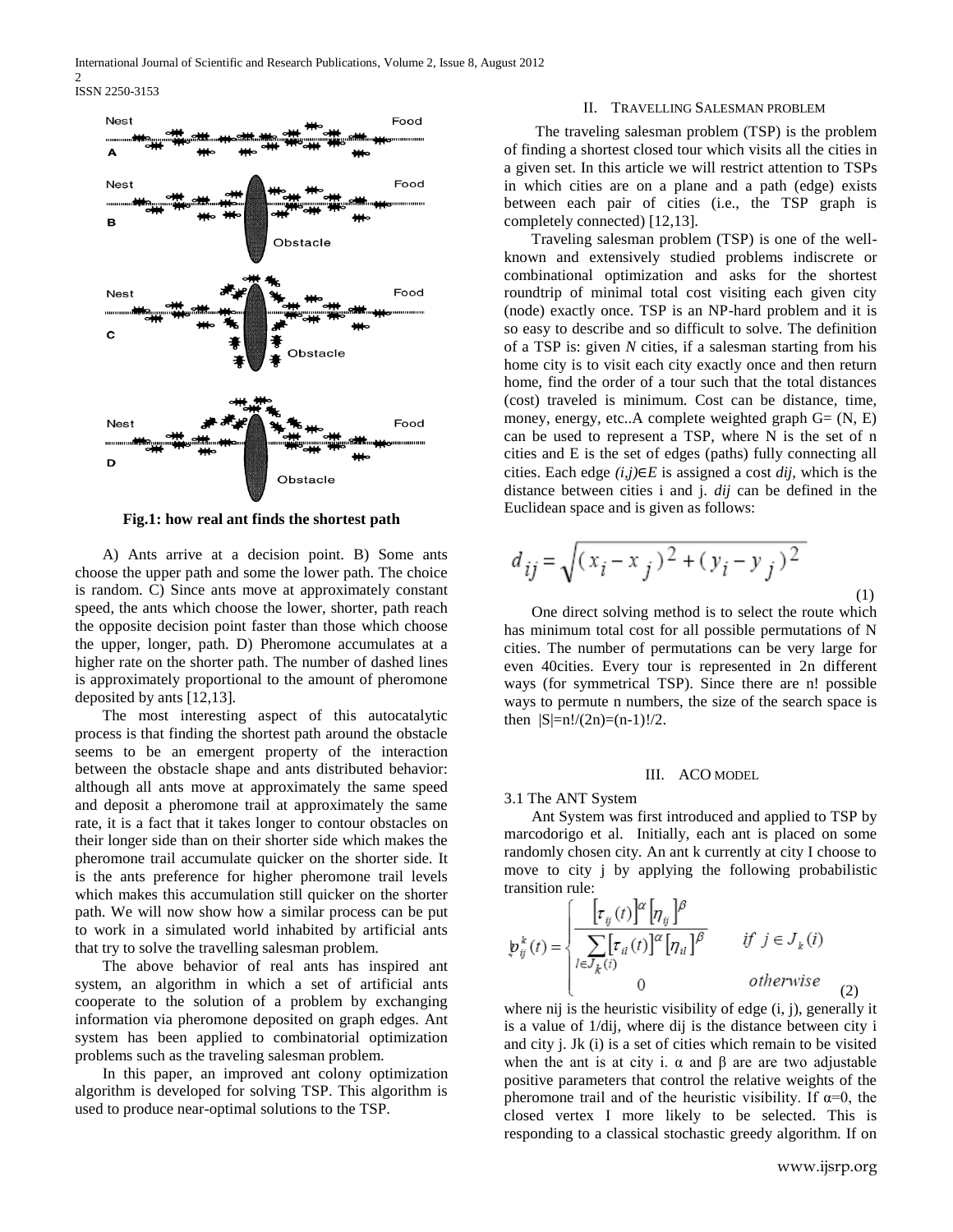Nest Food

A

Nest Food

B

Obstacle

Nest Food

C

Obstacle

Nest Food

D

Obstacle

**Fig.1: how real ant finds the shortest path**

A) Ants arrive at a decision point. B) Some ants choose the upper path and some the lower path. The choice is random. C) Since ants move at approximately constant speed, the ants which choose the lower, shorter, path reach the opposite decision point faster than those which choose the upper, longer, path. D) Pheromone accumulates at a higher rate on the shorter path. The number of dashed lines is approximately proportional to the amount of pheromone deposited by ants [12,13].

The most interesting aspect of this autocatalytic process is that finding the shortest path around the obstacle seems to be an emergent property of the interaction between the obstacle shape and ants distributed behavior: although all ants move at approximately the same speed and deposit a pheromone trail at approximately the same rate, it is a fact that it takes longer to contour obstacles on their longer side than on their shorter side which makes the pheromone trail accumulate quicker on the shorter side. It is the ants preference for higher pheromone trail levels which makes this accumulation still quicker on the shorter path. We will now show how a similar process can be put to work in a simulated world inhabited by artificial ants that try to solve the travelling salesman problem.

The above behavior of real ants has inspired ant system, an algorithm in which a set of artificial ants cooperate to the solution of a problem by exchanging information via pheromone deposited on graph edges. Ant system has been applied to combinatorial optimization problems such as the traveling salesman problem.

In this paper, an improved ant colony optimization algorithm is developed for solving TSP. This algorithm is used to produce near-optimal solutions to the TSP.

## II. Travelling Salesman problem

The traveling salesman problem (TSP) is the problem of finding a shortest closed tour which visits all the cities in a given set. In this article we will restrict attention to TSPs in which cities are on a plane and a path (edge) exists between each pair of cities (i.e., the TSP graph is completely connected) [12,13].

Traveling salesman problem (TSP) is one of the well-known and extensively studied problems indiscrete or combinational optimization and asks for the shortest roundtrip of minimal total cost visiting each given city (node) exactly once. TSP is an NP-hard problem and it is so easy to describe and so difficult to solve. The definition of a TSP is: given *N* cities, if a salesman starting from his home city is to visit each city exactly once and then return home, find the order of a tour such that the total distances (cost) traveled is minimum. Cost can be distance, time, money, energy, etc..A complete weighted graph G= (N, E) can be used to represent a TSP, where N is the set of n cities and E is the set of edges (paths) fully connecting all cities. Each edge $(i,j)\in E$ is assigned a cost $d_{ij}$, which is the distance between cities i and j. $d_{ij}$ can be defined in the Euclidean space and is given as follows:

$$d_{ij} = \sqrt{(x_i - x_j)^2 + (y_i - y_j)^2} \quad (1)$$

One direct solving method is to select the route which has minimum total cost for all possible permutations of N cities. The number of permutations can be very large for even 40cities. Every tour is represented in 2n different ways (for symmetrical TSP). Since there are n! possible ways to permute n numbers, the size of the search space is then $|S|=n!/(2n)=(n-1)!/2$.

## III. ACO model

3.1 The ANT System

Ant System was first introduced and applied to TSP by marcodorigo et al. Initially, each ant is placed on some randomly chosen city. An ant k currently at city I choose to move to city j by applying the following probabilistic transition rule:

$$p_{ij}^k(t) = \begin{cases} \dfrac{[\tau_{ij}(t)]^\alpha [\eta_{ij}]^\beta}{\sum_{l \in J_k(i)} [\tau_{il}(t)]^\alpha [\eta_{il}]^\beta} & if \ j \in J_k(i) \\ 0 & otherwise \end{cases} \quad (2)$$

where nij is the heuristic visibility of edge (i, j), generally it is a value of 1/dij, where dij is the distance between city i and city j. Jk (i) is a set of cities which remain to be visited when the ant is at city i. α and β are are two adjustable positive parameters that control the relative weights of the pheromone trail and of the heuristic visibility. If α=0, the closed vertex I more likely to be selected. This is responding to a classical stochastic greedy algorithm. If on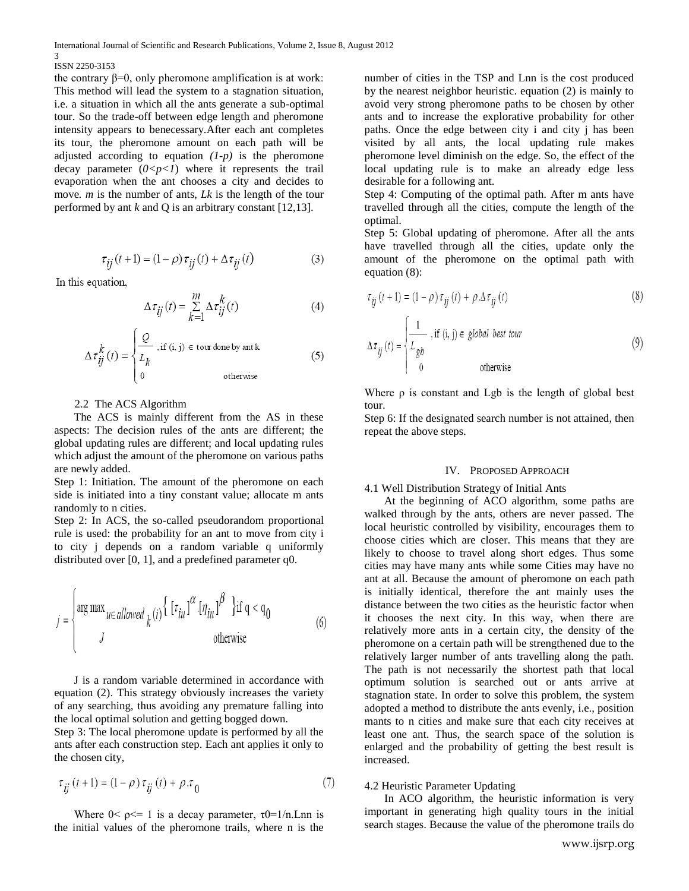the contrary β=0, only pheromone amplification is at work: This method will lead the system to a stagnation situation, i.e. a situation in which all the ants generate a sub-optimal tour. So the trade-off between edge length and pheromone intensity appears to benecessary.After each ant completes its tour, the pheromone amount on each path will be adjusted according to equation *(1-p)* is the pheromone decay parameter *(0<p<1)* where it represents the trail evaporation when the ant chooses a city and decides to move. *m* is the number of ants, *Lk* is the length of the tour performed by ant *k* and Q is an arbitrary constant [12,13].

$$\tau_{ij}(t+1) = (1-\rho)\tau_{ij}(t) + \Delta\tau_{ij}(t) \tag{3}$$

In this equation,

$$\Delta\tau_{ij}(t) = \sum_{k=1}^{m} \Delta\tau_{ij}^{k}(t) \tag{4}$$

$$\Delta\tau_{ij}^{k}(t) = \begin{cases} \dfrac{Q}{L_k}, & \text{if (i, j)} \in \text{tour done by ant k} \\ 0 & \text{otherwise} \end{cases} \tag{5}$$

### 2.2 The ACS Algorithm

The ACS is mainly different from the AS in these aspects: The decision rules of the ants are different; the global updating rules are different; and local updating rules which adjust the amount of the pheromone on various paths are newly added.

Step 1: Initiation. The amount of the pheromone on each side is initiated into a tiny constant value; allocate m ants randomly to n cities.

Step 2: In ACS, the so-called pseudorandom proportional rule is used: the probability for an ant to move from city i to city j depends on a random variable q uniformly distributed over [0, 1], and a predefined parameter q0.

$$j = \begin{cases} \arg\max_{u \in allowed_k(i)} \{ [\tau_{iu}]^{\alpha} . [\eta_{iu}]^{\beta} \} & \text{if } q < q_0 \\ J & \text{otherwise} \end{cases} \tag{6}$$

J is a random variable determined in accordance with equation (2). This strategy obviously increases the variety of any searching, thus avoiding any premature falling into the local optimal solution and getting bogged down.

Step 3: The local pheromone update is performed by all the ants after each construction step. Each ant applies it only to the chosen city,

$$\tau_{ij}(t+1) = (1-\rho)\tau_{ij}(t) + \rho.\tau_0 \tag{7}$$

Where $0< \rho<= 1$ is a decay parameter, $\tau 0=1/n.Lnn$ is the initial values of the pheromone trails, where n is the number of cities in the TSP and Lnn is the cost produced by the nearest neighbor heuristic. equation (2) is mainly to avoid very strong pheromone paths to be chosen by other ants and to increase the explorative probability for other paths. Once the edge between city i and city j has been visited by all ants, the local updating rule makes pheromone level diminish on the edge. So, the effect of the local updating rule is to make an already edge less desirable for a following ant.

Step 4: Computing of the optimal path. After m ants have travelled through all the cities, compute the length of the optimal.

Step 5: Global updating of pheromone. After all the ants have travelled through all the cities, update only the amount of the pheromone on the optimal path with equation (8):

$$\tau_{ij}(t+1) = (1-\rho)\tau_{ij}(t) + \rho.\Delta\tau_{ij}(t) \tag{8}$$

$$\Delta\tau_{ij}(t) = \begin{cases} \dfrac{1}{L_{gb}}, & \text{if (i, j)} \in \textit{global best tour} \\ 0 & \text{otherwise} \end{cases} \tag{9}$$

Where ρ is constant and Lgb is the length of global best tour.

Step 6: If the designated search number is not attained, then repeat the above steps.

## IV. PROPOSED APPROACH

### 4.1 Well Distribution Strategy of Initial Ants

At the beginning of ACO algorithm, some paths are walked through by the ants, others are never passed. The local heuristic controlled by visibility, encourages them to choose cities which are closer. This means that they are likely to choose to travel along short edges. Thus some cities may have many ants while some Cities may have no ant at all. Because the amount of pheromone on each path is initially identical, therefore the ant mainly uses the distance between the two cities as the heuristic factor when it chooses the next city. In this way, when there are relatively more ants in a certain city, the density of the pheromone on a certain path will be strengthened due to the relatively larger number of ants travelling along the path. The path is not necessarily the shortest path that local optimum solution is searched out or ants arrive at stagnation state. In order to solve this problem, the system adopted a method to distribute the ants evenly, i.e., position mants to n cities and make sure that each city receives at least one ant. Thus, the search space of the solution is enlarged and the probability of getting the best result is increased.

### 4.2 Heuristic Parameter Updating

In ACO algorithm, the heuristic information is very important in generating high quality tours in the initial search stages. Because the value of the pheromone trails do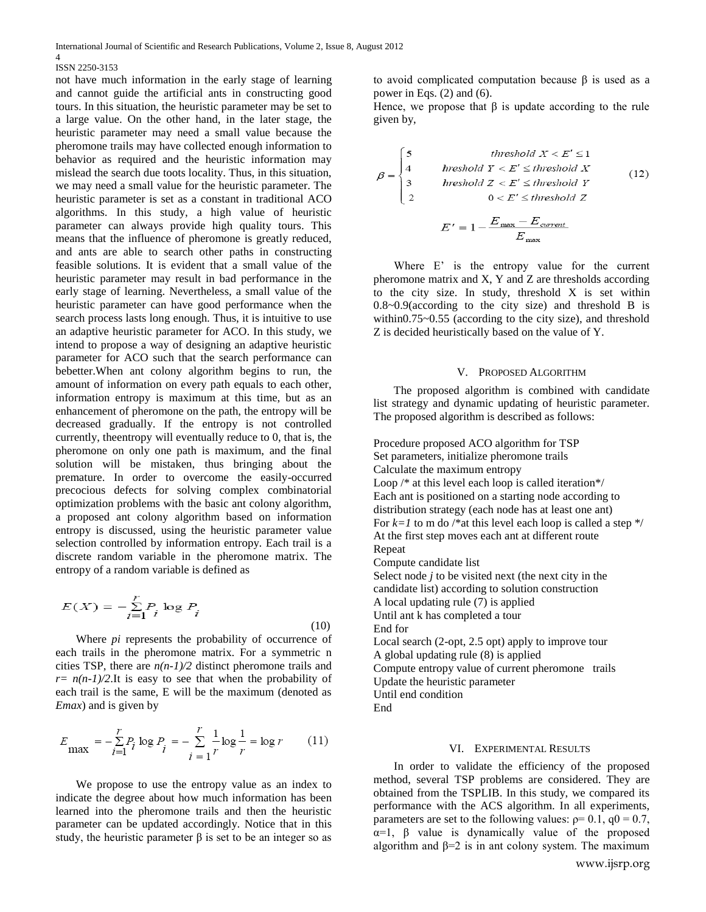not have much information in the early stage of learning and cannot guide the artificial ants in constructing good tours. In this situation, the heuristic parameter may be set to a large value. On the other hand, in the later stage, the heuristic parameter may need a small value because the pheromone trails may have collected enough information to behavior as required and the heuristic information may mislead the search due toots locality. Thus, in this situation, we may need a small value for the heuristic parameter. The heuristic parameter is set as a constant in traditional ACO algorithms. In this study, a high value of heuristic parameter can always provide high quality tours. This means that the influence of pheromone is greatly reduced, and ants are able to search other paths in constructing feasible solutions. It is evident that a small value of the heuristic parameter may result in bad performance in the early stage of learning. Nevertheless, a small value of the heuristic parameter can have good performance when the search process lasts long enough. Thus, it is intuitive to use an adaptive heuristic parameter for ACO. In this study, we intend to propose a way of designing an adaptive heuristic parameter for ACO such that the search performance can bebetter.When ant colony algorithm begins to run, the amount of information on every path equals to each other, information entropy is maximum at this time, but as an enhancement of pheromone on the path, the entropy will be decreased gradually. If the entropy is not controlled currently, theentropy will eventually reduce to 0, that is, the pheromone on only one path is maximum, and the final solution will be mistaken, thus bringing about the premature. In order to overcome the easily-occurred precocious defects for solving complex combinatorial optimization problems with the basic ant colony algorithm, a proposed ant colony algorithm based on information entropy is discussed, using the heuristic parameter value selection controlled by information entropy. Each trail is a discrete random variable in the pheromone matrix. The entropy of a random variable is defined as

$$E(X) = -\sum_{i=1}^{r} P_i \log P_i \tag{10}$$

Where *pi* represents the probability of occurrence of each trails in the pheromone matrix. For a symmetric n cities TSP, there are $n(n-1)/2$ distinct pheromone trails and $r= n(n-1)/2$.It is easy to see that when the probability of each trail is the same, E will be the maximum (denoted as *Emax*) and is given by

$$E_{\max} = -\sum_{i=1}^{r} P_i \log P_i = -\sum_{i=1}^{r} \frac{1}{r} \log \frac{1}{r} = \log r \tag{11}$$

We propose to use the entropy value as an index to indicate the degree about how much information has been learned into the pheromone trails and then the heuristic parameter can be updated accordingly. Notice that in this study, the heuristic parameter β is set to be an integer so as to avoid complicated computation because β is used as a power in Eqs. (2) and (6).

Hence, we propose that β is update according to the rule given by,

$$\beta = \begin{cases} 5 & threshold\ X < E' \leq 1 \\ 4 & hreshold\ Y < E' \leq threshold\ X \\ 3 & hreshold\ Z < E' \leq threshold\ Y \\ 2 & 0 < E' \leq threshold\ Z \end{cases} \tag{12}$$

$$E' = 1 - \frac{E_{\max} - E_{current}}{E_{\max}}$$

Where E' is the entropy value for the current pheromone matrix and X, Y and Z are thresholds according to the city size. In study, threshold X is set within 0.8~0.9(according to the city size) and threshold B is within0.75~0.55 (according to the city size), and threshold Z is decided heuristically based on the value of Y.

## V. Proposed Algorithm

The proposed algorithm is combined with candidate list strategy and dynamic updating of heuristic parameter. The proposed algorithm is described as follows:

Procedure proposed ACO algorithm for TSP
Set parameters, initialize pheromone trails
Calculate the maximum entropy
Loop /* at this level each loop is called iteration*/
Each ant is positioned on a starting node according to distribution strategy (each node has at least one ant)
For *k=1* to m do /*at this level each loop is called a step */
At the first step moves each ant at different route
Repeat
Compute candidate list
Select node *j* to be visited next (the next city in the candidate list) according to solution construction
A local updating rule (7) is applied
Until ant k has completed a tour
End for
Local search (2-opt, 2.5 opt) apply to improve tour
A global updating rule (8) is applied
Compute entropy value of current pheromone trails
Update the heuristic parameter
Until end condition
End

## VI. Experimental Results

In order to validate the efficiency of the proposed method, several TSP problems are considered. They are obtained from the TSPLIB. In this study, we compared its performance with the ACS algorithm. In all experiments, parameters are set to the following values: $\rho= 0.1$, $q0 = 0.7$, $\alpha=1$, β value is dynamically value of the proposed algorithm and $\beta=2$ is in ant colony system. The maximum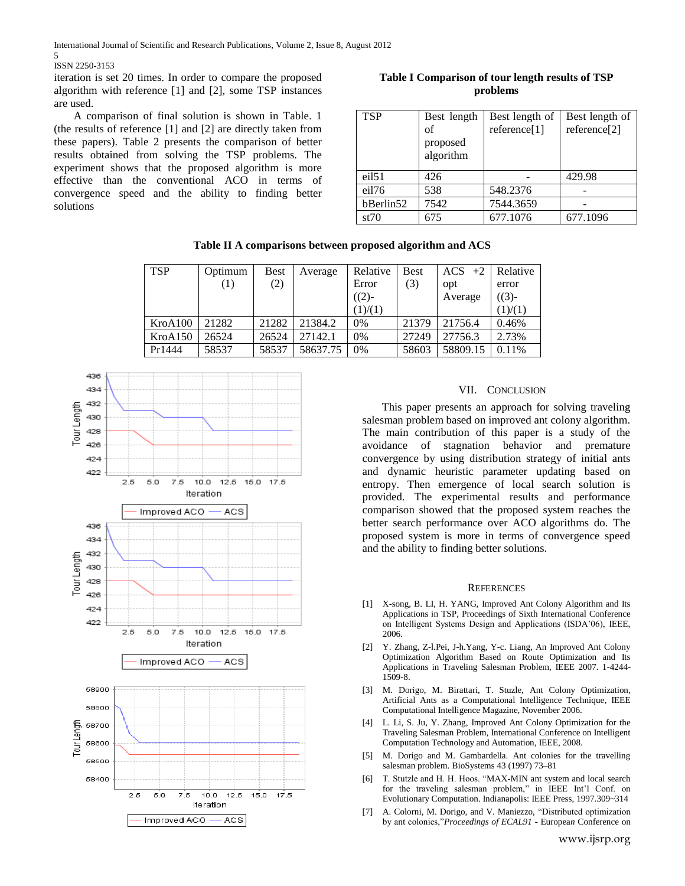iteration is set 20 times. In order to compare the proposed algorithm with reference [1] and [2], some TSP instances are used.

A comparison of final solution is shown in Table. 1 (the results of reference [1] and [2] are directly taken from these papers). Table 2 presents the comparison of better results obtained from solving the TSP problems. The experiment shows that the proposed algorithm is more effective than the conventional ACO in terms of convergence speed and the ability to finding better solutions

**Table I Comparison of tour length results of TSP problems**

| TSP | Best length of proposed algorithm | Best length of reference[1] | Best length of reference[2] |
|---|---|---|---|
| eil51 | 426 | - | 429.98 |
| eil76 | 538 | 548.2376 | - |
| bBerlin52 | 7542 | 7544.3659 | - |
| st70 | 675 | 677.1076 | 677.1096 |

**Table II A comparisons between proposed algorithm and ACS**

| TSP | Optimum (1) | Best (2) | Average | Relative Error ((2)-(1)/(1) | Best (3) | ACS +2 opt Average | Relative error ((3)-(1)/(1) |
|---|---|---|---|---|---|---|---|
| KroA100 | 21282 | 21282 | 21384.2 | 0% | 21379 | 21756.4 | 0.46% |
| KroA150 | 26524 | 26524 | 27142.1 | 0% | 27249 | 27756.3 | 2.73% |
| Pr1444 | 58537 | 58537 | 58637.75 | 0% | 58603 | 58809.15 | 0.11% |

## VII. Conclusion

This paper presents an approach for solving traveling salesman problem based on improved ant colony algorithm. The main contribution of this paper is a study of the avoidance of stagnation behavior and premature convergence by using distribution strategy of initial ants and dynamic heuristic parameter updating based on entropy. Then emergence of local search solution is provided. The experimental results and performance comparison showed that the proposed system reaches the better search performance over ACO algorithms do. The proposed system is more in terms of convergence speed and the ability to finding better solutions.

## References

[1] X-song, B. LI, H. YANG, Improved Ant Colony Algorithm and Its Applications in TSP, Proceedings of Sixth International Conference on Intelligent Systems Design and Applications (ISDA'06), IEEE, 2006.

[2] Y. Zhang, Z-l.Pei, J-h.Yang, Y-c. Liang, An Improved Ant Colony Optimization Algorithm Based on Route Optimization and Its Applications in Traveling Salesman Problem, IEEE 2007. 1-4244-1509-8.

[3] M. Dorigo, M. Birattari, T. Stuzle, Ant Colony Optimization, Artificial Ants as a Computational Intelligence Technique, IEEE Computational Intelligence Magazine, November 2006.

[4] L. Li, S. Ju, Y. Zhang, Improved Ant Colony Optimization for the Traveling Salesman Problem, International Conference on Intelligent Computation Technology and Automation, IEEE, 2008.

[5] M. Dorigo and M. Gambardella. Ant colonies for the travelling salesman problem. BioSystems 43 (1997) 73–81

[6] T. Stutzle and H. H. Hoos. "MAX-MIN ant system and local search for the traveling salesman problem," in IEEE Int'l Conf. on Evolutionary Computation. Indianapolis: IEEE Press, 1997.309~314

[7] A. Colorni, M. Dorigo, and V. Maniezzo, "Distributed optimization by ant colonies,"*Proceedings of ECAL91* - European Conference on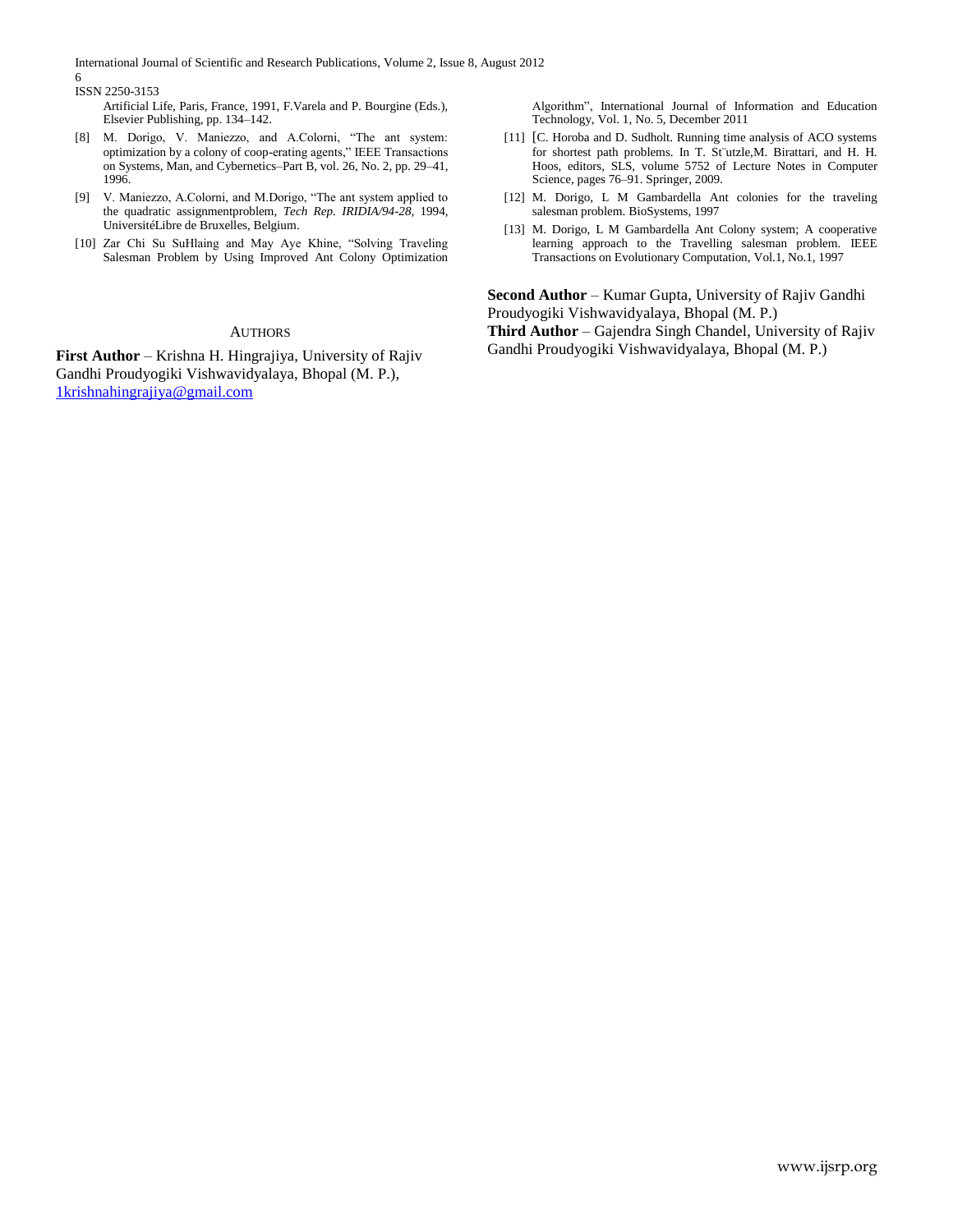Artificial Life, Paris, France, 1991, F.Varela and P. Bourgine (Eds.), Elsevier Publishing, pp. 134–142.

[8] M. Dorigo, V. Maniezzo, and A.Colorni, "The ant system: optimization by a colony of coop-erating agents," IEEE Transactions on Systems, Man, and Cybernetics–Part B, vol. 26, No. 2, pp. 29–41, 1996.

[9] V. Maniezzo, A.Colorni, and M.Dorigo, "The ant system applied to the quadratic assignmentproblem, *Tech Rep. IRIDIA/94-28*, 1994, UniversitéLibre de Bruxelles, Belgium.

[10] Zar Chi Su SuHlaing and May Aye Khine, "Solving Traveling Salesman Problem by Using Improved Ant Colony Optimization Algorithm", International Journal of Information and Education Technology, Vol. 1, No. 5, December 2011

[11] [C. Horoba and D. Sudholt. Running time analysis of ACO systems for shortest path problems. In T. St¨utzle,M. Birattari, and H. H. Hoos, editors, SLS, volume 5752 of Lecture Notes in Computer Science, pages 76–91. Springer, 2009.

[12] M. Dorigo, L M Gambardella Ant colonies for the traveling salesman problem. BioSystems, 1997

[13] M. Dorigo, L M Gambardella Ant Colony system; A cooperative learning approach to the Travelling salesman problem. IEEE Transactions on Evolutionary Computation, Vol.1, No.1, 1997

## AUTHORS

**First Author** – Krishna H. Hingrajiya, University of Rajiv Gandhi Proudyogiki Vishwavidyalaya, Bhopal (M. P.), 1krishnahingrajiya@gmail.com

**Second Author** – Kumar Gupta, University of Rajiv Gandhi Proudyogiki Vishwavidyalaya, Bhopal (M. P.)

**Third Author** – Gajendra Singh Chandel, University of Rajiv Gandhi Proudyogiki Vishwavidyalaya, Bhopal (M. P.)